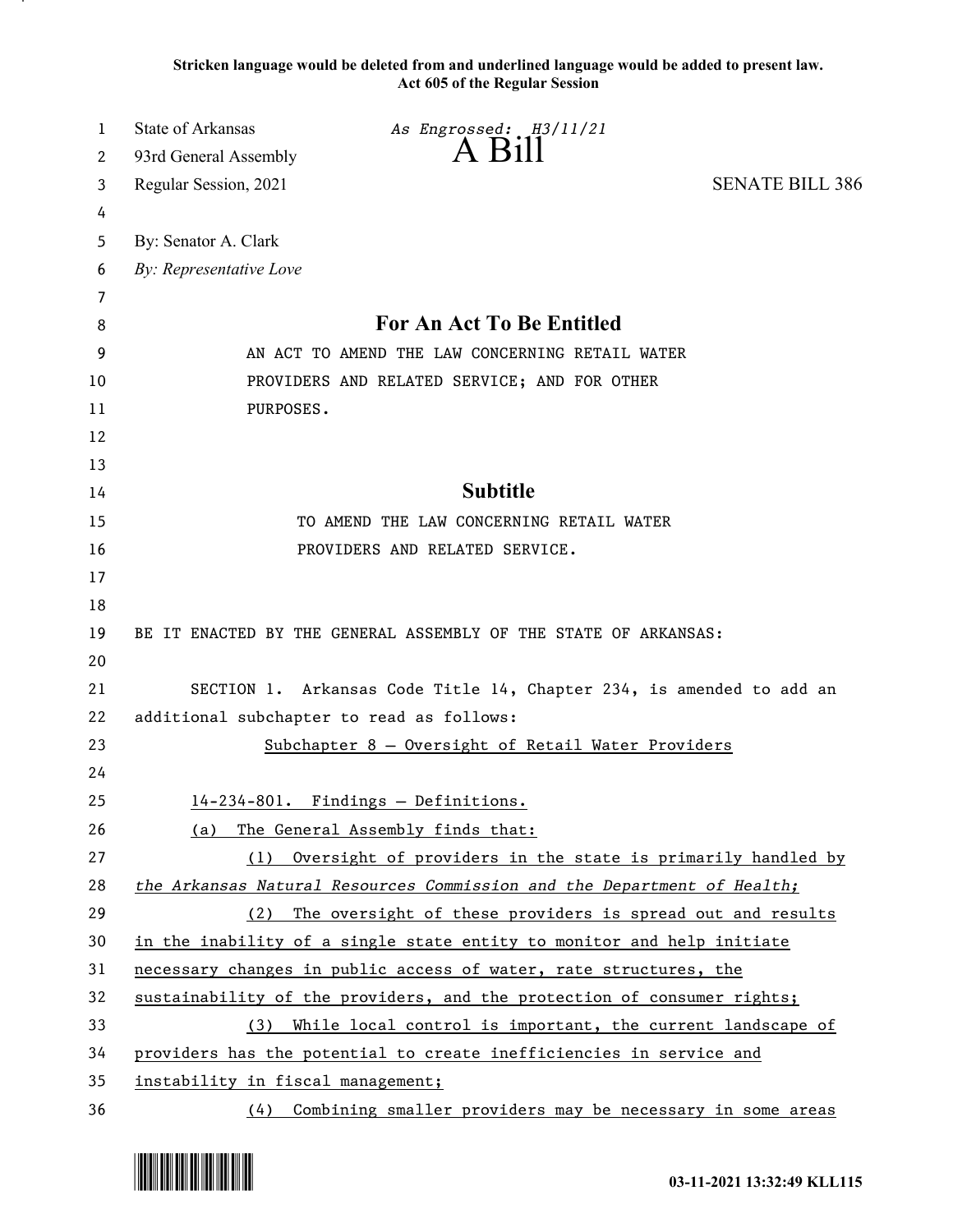**Stricken language would be deleted from and underlined language would be added to present law.**
**Act 605 of the Regular Session**

State of Arkansas *As Engrossed: H3/11/21*
93rd General Assembly **A Bill**
Regular Session, 2021 SENATE BILL 386

By: Senator A. Clark
*By: Representative Love*

# For An Act To Be Entitled

AN ACT TO AMEND THE LAW CONCERNING RETAIL WATER PROVIDERS AND RELATED SERVICE; AND FOR OTHER PURPOSES.

## Subtitle

TO AMEND THE LAW CONCERNING RETAIL WATER PROVIDERS AND RELATED SERVICE.

BE IT ENACTED BY THE GENERAL ASSEMBLY OF THE STATE OF ARKANSAS:

SECTION 1. Arkansas Code Title 14, Chapter 234, is amended to add an additional subchapter to read as follows:

<u>Subchapter 8 — Oversight of Retail Water Providers</u>

<u>14-234-801. Findings — Definitions.</u>

<u>(a) The General Assembly finds that:</u>

<u>(1) Oversight of providers in the state is primarily handled by *the Arkansas Natural Resources Commission and the Department of Health;*</u>

<u>(2) The oversight of these providers is spread out and results in the inability of a single state entity to monitor and help initiate necessary changes in public access of water, rate structures, the sustainability of the providers, and the protection of consumer rights;</u>

<u>(3) While local control is important, the current landscape of providers has the potential to create inefficiencies in service and instability in fiscal management;</u>

<u>(4) Combining smaller providers may be necessary in some areas</u>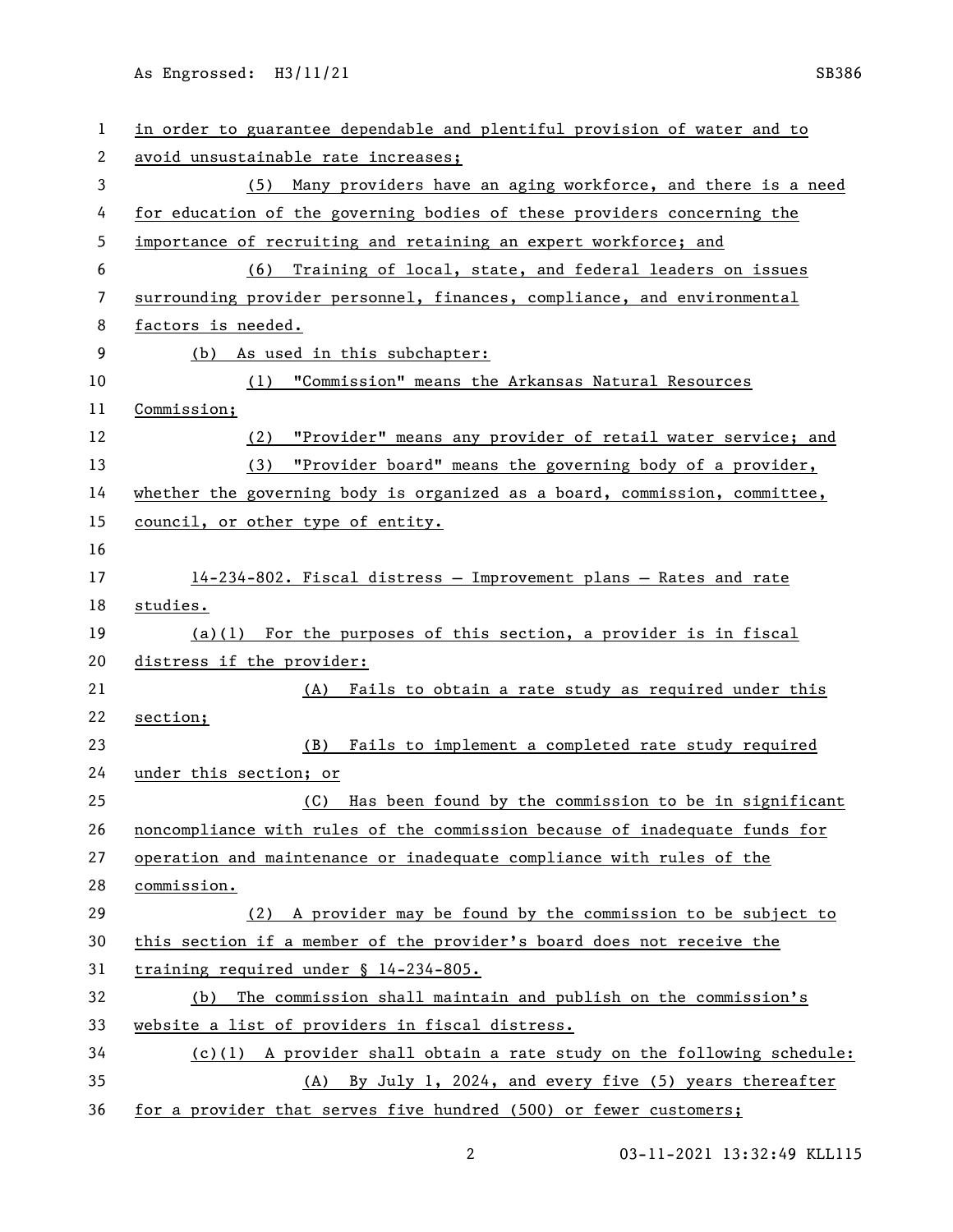in order to guarantee dependable and plentiful provision of water and to avoid unsustainable rate increases;

(5) Many providers have an aging workforce, and there is a need for education of the governing bodies of these providers concerning the importance of recruiting and retaining an expert workforce; and

(6) Training of local, state, and federal leaders on issues surrounding provider personnel, finances, compliance, and environmental factors is needed.

(b) As used in this subchapter:

(1) "Commission" means the Arkansas Natural Resources Commission;

(2) "Provider" means any provider of retail water service; and

(3) "Provider board" means the governing body of a provider, whether the governing body is organized as a board, commission, committee, council, or other type of entity.

14-234-802. Fiscal distress — Improvement plans — Rates and rate studies.

(a)(1) For the purposes of this section, a provider is in fiscal distress if the provider:

(A) Fails to obtain a rate study as required under this section;

(B) Fails to implement a completed rate study required under this section; or

(C) Has been found by the commission to be in significant noncompliance with rules of the commission because of inadequate funds for operation and maintenance or inadequate compliance with rules of the commission.

(2) A provider may be found by the commission to be subject to this section if a member of the provider's board does not receive the training required under § 14-234-805.

(b) The commission shall maintain and publish on the commission's website a list of providers in fiscal distress.

(c)(1) A provider shall obtain a rate study on the following schedule:

(A) By July 1, 2024, and every five (5) years thereafter for a provider that serves five hundred (500) or fewer customers;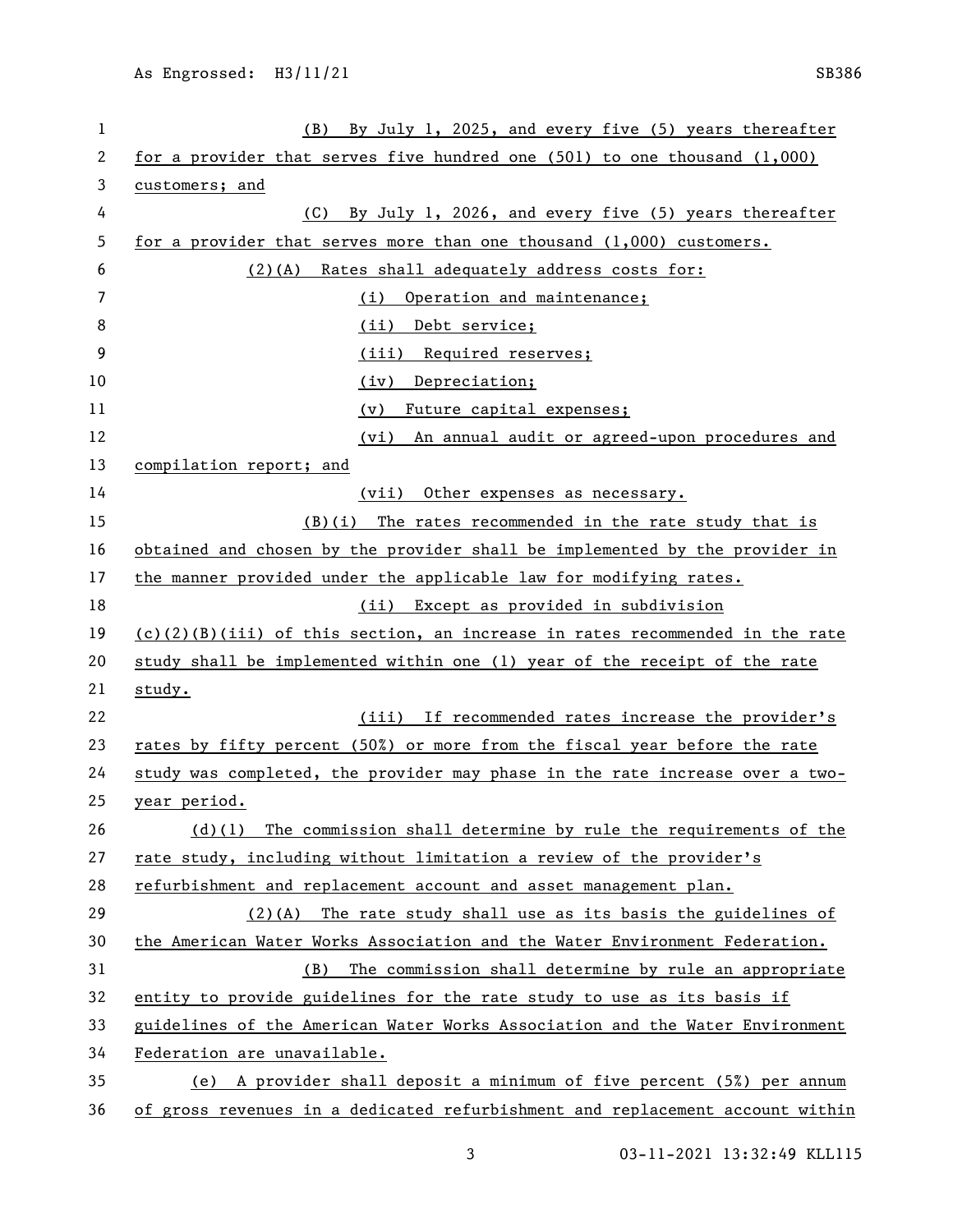(B) By July 1, 2025, and every five (5) years thereafter for a provider that serves five hundred one (501) to one thousand (1,000) customers; and

(C) By July 1, 2026, and every five (5) years thereafter for a provider that serves more than one thousand (1,000) customers.

(2)(A) Rates shall adequately address costs for:

(i) Operation and maintenance;

(ii) Debt service;

(iii) Required reserves;

(iv) Depreciation;

(v) Future capital expenses;

(vi) An annual audit or agreed-upon procedures and compilation report; and

(vii) Other expenses as necessary.

(B)(i) The rates recommended in the rate study that is obtained and chosen by the provider shall be implemented by the provider in the manner provided under the applicable law for modifying rates.

(ii) Except as provided in subdivision (c)(2)(B)(iii) of this section, an increase in rates recommended in the rate study shall be implemented within one (1) year of the receipt of the rate study.

(iii) If recommended rates increase the provider's rates by fifty percent (50%) or more from the fiscal year before the rate study was completed, the provider may phase in the rate increase over a two-year period.

(d)(1) The commission shall determine by rule the requirements of the rate study, including without limitation a review of the provider's refurbishment and replacement account and asset management plan.

(2)(A) The rate study shall use as its basis the guidelines of the American Water Works Association and the Water Environment Federation.

(B) The commission shall determine by rule an appropriate entity to provide guidelines for the rate study to use as its basis if guidelines of the American Water Works Association and the Water Environment Federation are unavailable.

(e) A provider shall deposit a minimum of five percent (5%) per annum of gross revenues in a dedicated refurbishment and replacement account within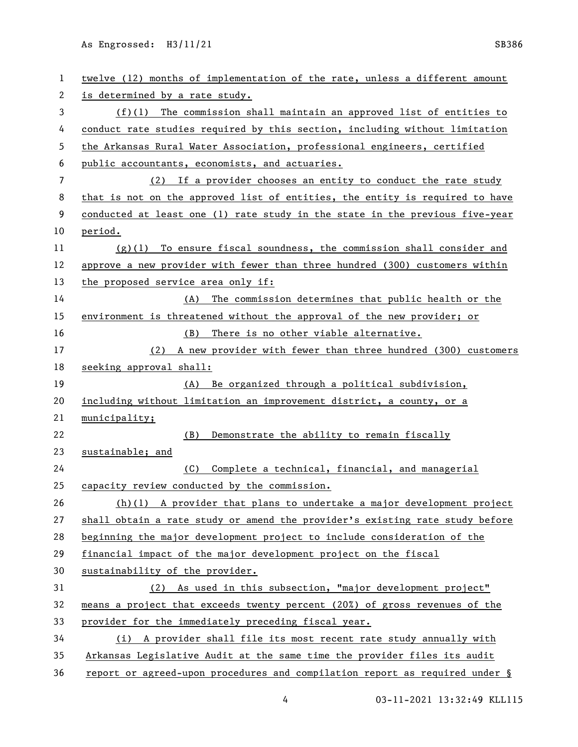twelve (12) months of implementation of the rate, unless a different amount is determined by a rate study.

(f)(1) The commission shall maintain an approved list of entities to conduct rate studies required by this section, including without limitation the Arkansas Rural Water Association, professional engineers, certified public accountants, economists, and actuaries.

(2) If a provider chooses an entity to conduct the rate study that is not on the approved list of entities, the entity is required to have conducted at least one (1) rate study in the state in the previous five-year period.

(g)(1) To ensure fiscal soundness, the commission shall consider and approve a new provider with fewer than three hundred (300) customers within the proposed service area only if:

(A) The commission determines that public health or the environment is threatened without the approval of the new provider; or

(B) There is no other viable alternative.

(2) A new provider with fewer than three hundred (300) customers seeking approval shall:

(A) Be organized through a political subdivision, including without limitation an improvement district, a county, or a municipality;

(B) Demonstrate the ability to remain fiscally sustainable; and

(C) Complete a technical, financial, and managerial capacity review conducted by the commission.

(h)(1) A provider that plans to undertake a major development project shall obtain a rate study or amend the provider's existing rate study before beginning the major development project to include consideration of the financial impact of the major development project on the fiscal sustainability of the provider.

(2) As used in this subsection, "major development project" means a project that exceeds twenty percent (20%) of gross revenues of the provider for the immediately preceding fiscal year.

(i) A provider shall file its most recent rate study annually with Arkansas Legislative Audit at the same time the provider files its audit report or agreed-upon procedures and compilation report as required under §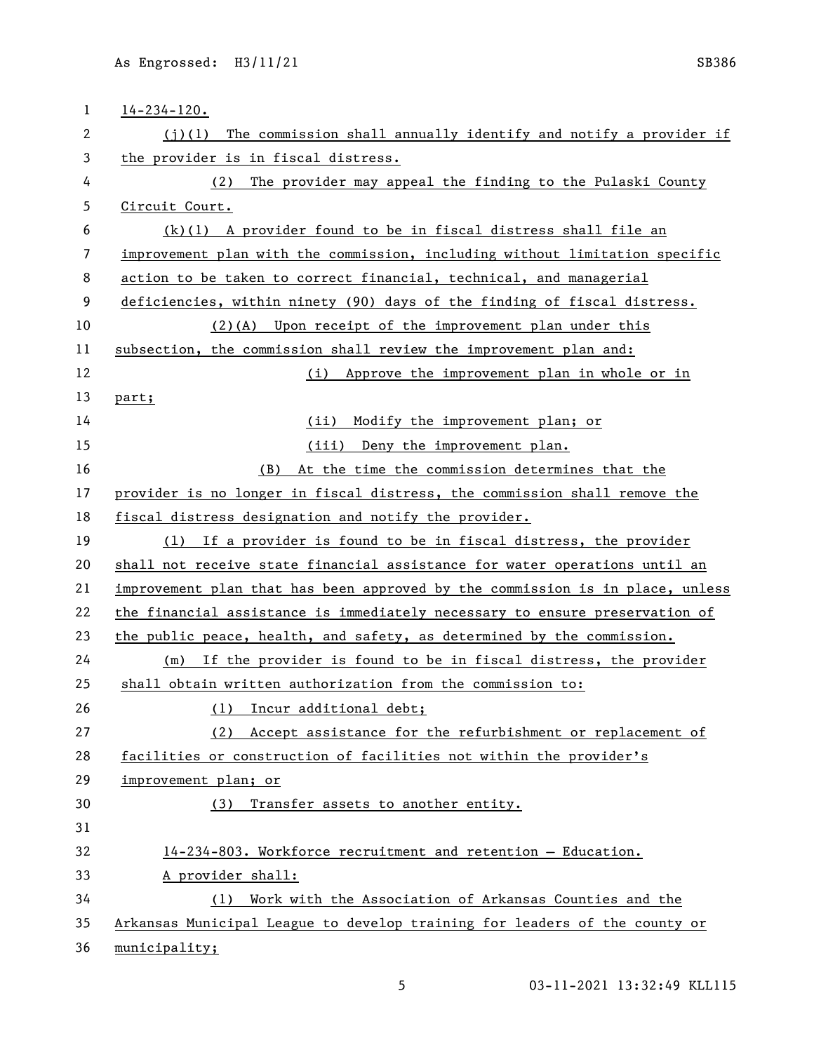14-234-120.

(j)(1) The commission shall annually identify and notify a provider if the provider is in fiscal distress.

(2) The provider may appeal the finding to the Pulaski County Circuit Court.

(k)(1) A provider found to be in fiscal distress shall file an improvement plan with the commission, including without limitation specific action to be taken to correct financial, technical, and managerial deficiencies, within ninety (90) days of the finding of fiscal distress.

(2)(A) Upon receipt of the improvement plan under this subsection, the commission shall review the improvement plan and:

(i) Approve the improvement plan in whole or in part;

(ii) Modify the improvement plan; or

(iii) Deny the improvement plan.

(B) At the time the commission determines that the provider is no longer in fiscal distress, the commission shall remove the fiscal distress designation and notify the provider.

(l) If a provider is found to be in fiscal distress, the provider shall not receive state financial assistance for water operations until an improvement plan that has been approved by the commission is in place, unless the financial assistance is immediately necessary to ensure preservation of the public peace, health, and safety, as determined by the commission.

(m) If the provider is found to be in fiscal distress, the provider shall obtain written authorization from the commission to:

(1) Incur additional debt;

(2) Accept assistance for the refurbishment or replacement of facilities or construction of facilities not within the provider's improvement plan; or

(3) Transfer assets to another entity.

14-234-803. Workforce recruitment and retention — Education.

A provider shall:

(1) Work with the Association of Arkansas Counties and the Arkansas Municipal League to develop training for leaders of the county or municipality;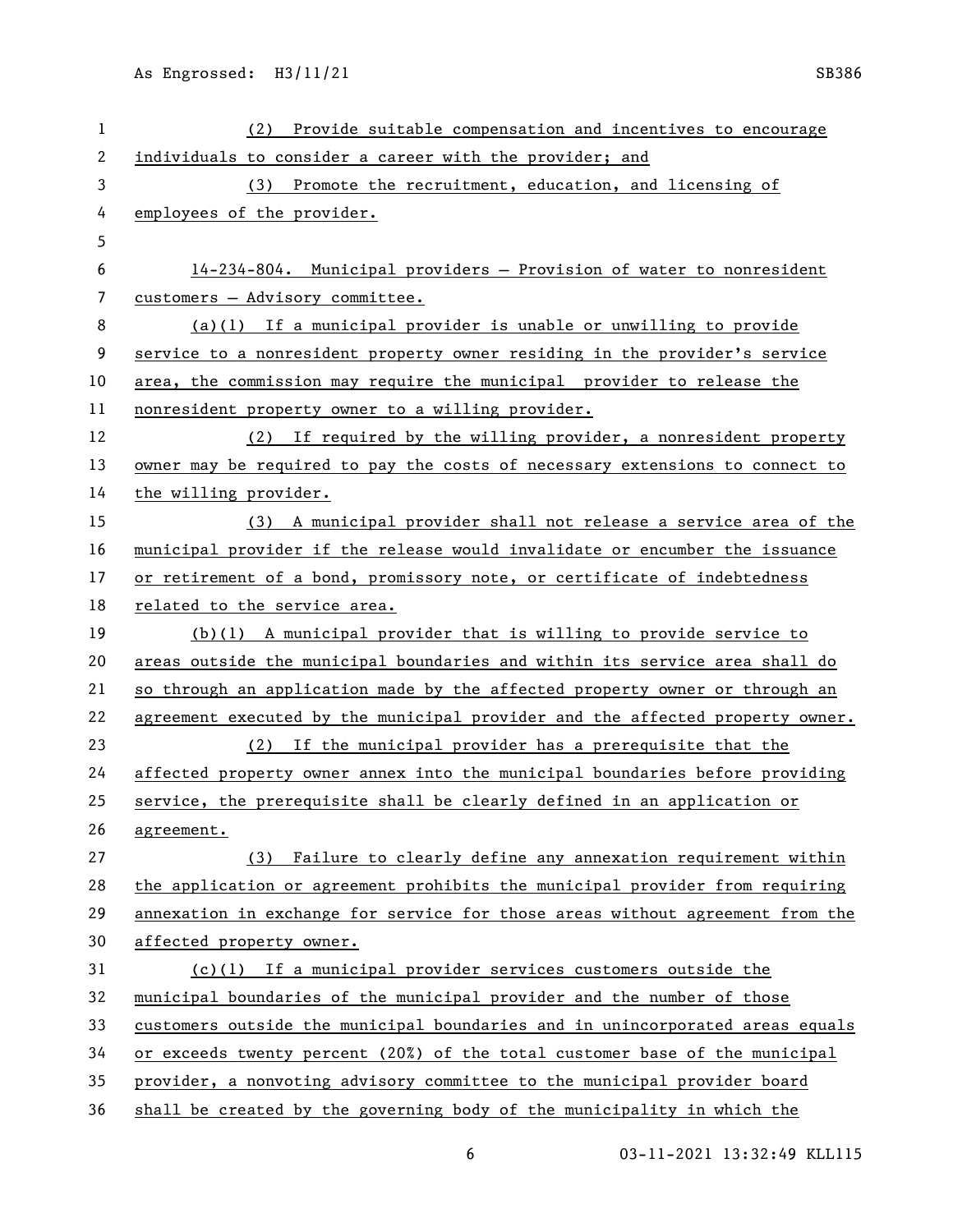(2) Provide suitable compensation and incentives to encourage individuals to consider a career with the provider; and

(3) Promote the recruitment, education, and licensing of employees of the provider.

14-234-804. Municipal providers — Provision of water to nonresident customers — Advisory committee.

(a)(1) If a municipal provider is unable or unwilling to provide service to a nonresident property owner residing in the provider's service area, the commission may require the municipal provider to release the nonresident property owner to a willing provider.

(2) If required by the willing provider, a nonresident property owner may be required to pay the costs of necessary extensions to connect to the willing provider.

(3) A municipal provider shall not release a service area of the municipal provider if the release would invalidate or encumber the issuance or retirement of a bond, promissory note, or certificate of indebtedness related to the service area.

(b)(1) A municipal provider that is willing to provide service to areas outside the municipal boundaries and within its service area shall do so through an application made by the affected property owner or through an agreement executed by the municipal provider and the affected property owner.

(2) If the municipal provider has a prerequisite that the affected property owner annex into the municipal boundaries before providing service, the prerequisite shall be clearly defined in an application or agreement.

(3) Failure to clearly define any annexation requirement within the application or agreement prohibits the municipal provider from requiring annexation in exchange for service for those areas without agreement from the affected property owner.

(c)(1) If a municipal provider services customers outside the municipal boundaries of the municipal provider and the number of those customers outside the municipal boundaries and in unincorporated areas equals or exceeds twenty percent (20%) of the total customer base of the municipal provider, a nonvoting advisory committee to the municipal provider board shall be created by the governing body of the municipality in which the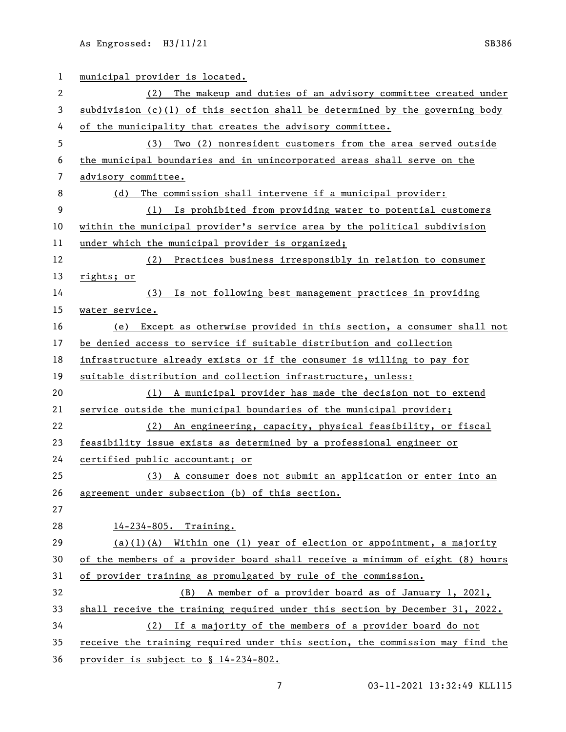municipal provider is located.

(2) The makeup and duties of an advisory committee created under subdivision (c)(1) of this section shall be determined by the governing body of the municipality that creates the advisory committee.

(3) Two (2) nonresident customers from the area served outside the municipal boundaries and in unincorporated areas shall serve on the advisory committee.

(d) The commission shall intervene if a municipal provider:

(1) Is prohibited from providing water to potential customers within the municipal provider's service area by the political subdivision under which the municipal provider is organized;

(2) Practices business irresponsibly in relation to consumer rights; or

(3) Is not following best management practices in providing water service.

(e) Except as otherwise provided in this section, a consumer shall not be denied access to service if suitable distribution and collection infrastructure already exists or if the consumer is willing to pay for suitable distribution and collection infrastructure, unless:

(1) A municipal provider has made the decision not to extend service outside the municipal boundaries of the municipal provider;

(2) An engineering, capacity, physical feasibility, or fiscal feasibility issue exists as determined by a professional engineer or certified public accountant; or

(3) A consumer does not submit an application or enter into an agreement under subsection (b) of this section.

14-234-805. Training.

(a)(1)(A) Within one (1) year of election or appointment, a majority of the members of a provider board shall receive a minimum of eight (8) hours of provider training as promulgated by rule of the commission.

(B) A member of a provider board as of January 1, 2021, shall receive the training required under this section by December 31, 2022.

(2) If a majority of the members of a provider board do not receive the training required under this section, the commission may find the provider is subject to § 14-234-802.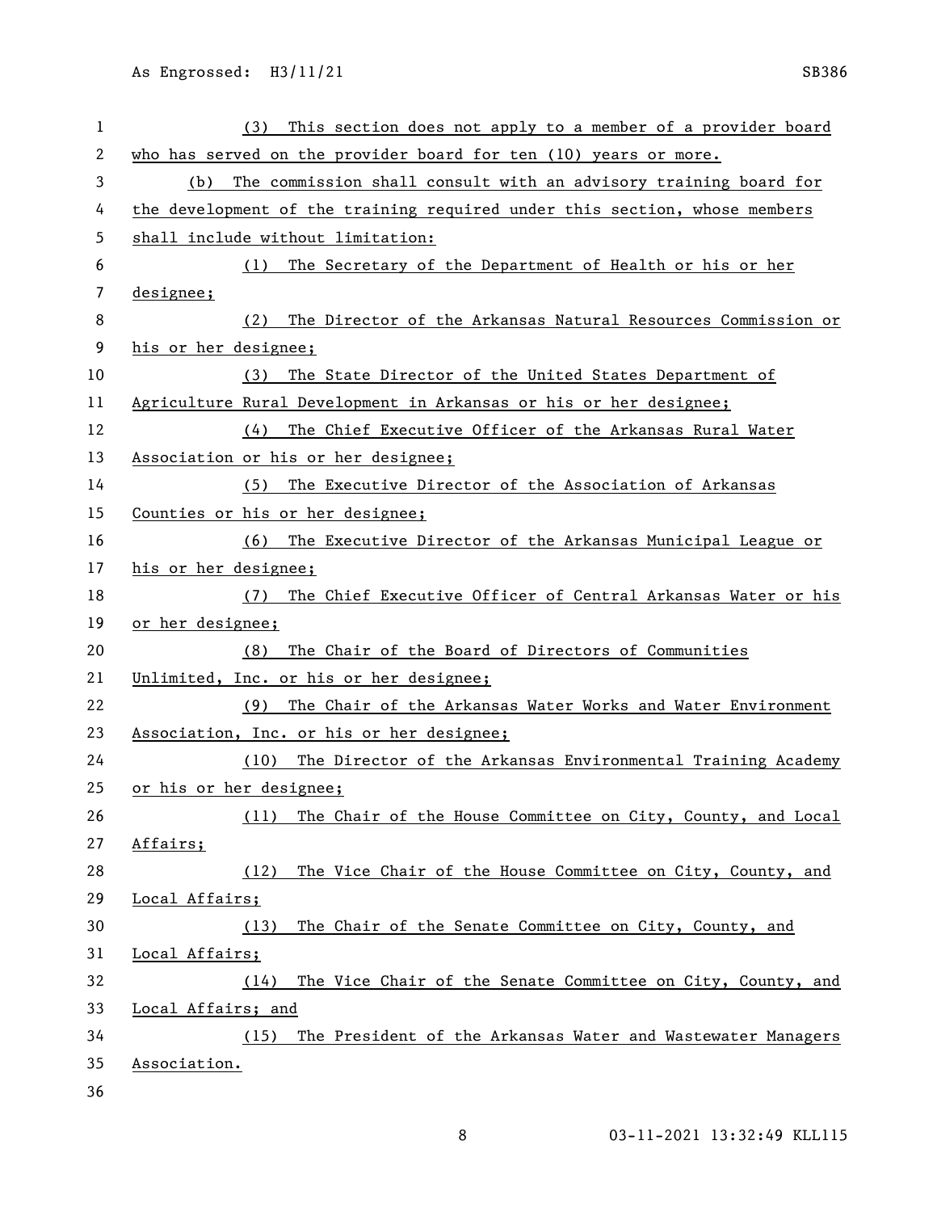(3) This section does not apply to a member of a provider board who has served on the provider board for ten (10) years or more.

(b) The commission shall consult with an advisory training board for the development of the training required under this section, whose members shall include without limitation:

(1) The Secretary of the Department of Health or his or her designee;

(2) The Director of the Arkansas Natural Resources Commission or his or her designee;

(3) The State Director of the United States Department of Agriculture Rural Development in Arkansas or his or her designee;

(4) The Chief Executive Officer of the Arkansas Rural Water Association or his or her designee;

(5) The Executive Director of the Association of Arkansas Counties or his or her designee;

(6) The Executive Director of the Arkansas Municipal League or his or her designee;

(7) The Chief Executive Officer of Central Arkansas Water or his or her designee;

(8) The Chair of the Board of Directors of Communities Unlimited, Inc. or his or her designee;

(9) The Chair of the Arkansas Water Works and Water Environment Association, Inc. or his or her designee;

(10) The Director of the Arkansas Environmental Training Academy or his or her designee;

(11) The Chair of the House Committee on City, County, and Local Affairs;

(12) The Vice Chair of the House Committee on City, County, and Local Affairs;

(13) The Chair of the Senate Committee on City, County, and Local Affairs;

(14) The Vice Chair of the Senate Committee on City, County, and Local Affairs; and

(15) The President of the Arkansas Water and Wastewater Managers Association.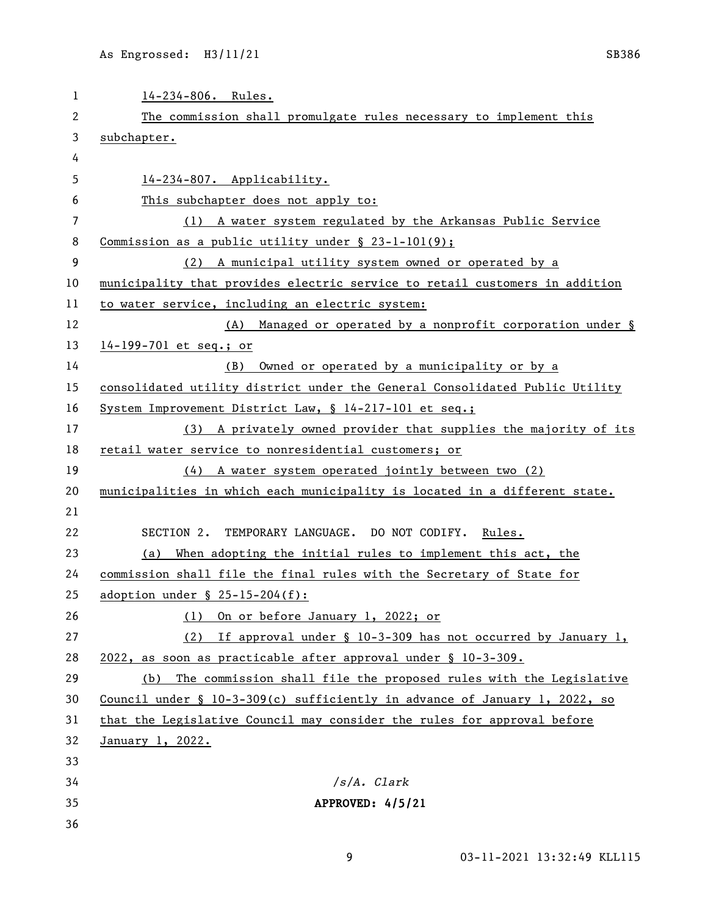14-234-806. Rules.

The commission shall promulgate rules necessary to implement this subchapter.

14-234-807. Applicability.

This subchapter does not apply to:

(1) A water system regulated by the Arkansas Public Service Commission as a public utility under § 23-1-101(9);

(2) A municipal utility system owned or operated by a municipality that provides electric service to retail customers in addition to water service, including an electric system:

(A) Managed or operated by a nonprofit corporation under § 14-199-701 et seq.; or

(B) Owned or operated by a municipality or by a consolidated utility district under the General Consolidated Public Utility System Improvement District Law, § 14-217-101 et seq.;

(3) A privately owned provider that supplies the majority of its retail water service to nonresidential customers; or

(4) A water system operated jointly between two (2) municipalities in which each municipality is located in a different state.

SECTION 2. TEMPORARY LANGUAGE. DO NOT CODIFY. Rules.

(a) When adopting the initial rules to implement this act, the commission shall file the final rules with the Secretary of State for adoption under § 25-15-204(f):

(1) On or before January 1, 2022; or

(2) If approval under § 10-3-309 has not occurred by January 1, 2022, as soon as practicable after approval under § 10-3-309.

(b) The commission shall file the proposed rules with the Legislative Council under § 10-3-309(c) sufficiently in advance of January 1, 2022, so that the Legislative Council may consider the rules for approval before January 1, 2022.

*/s/A. Clark*

**APPROVED: 4/5/21**